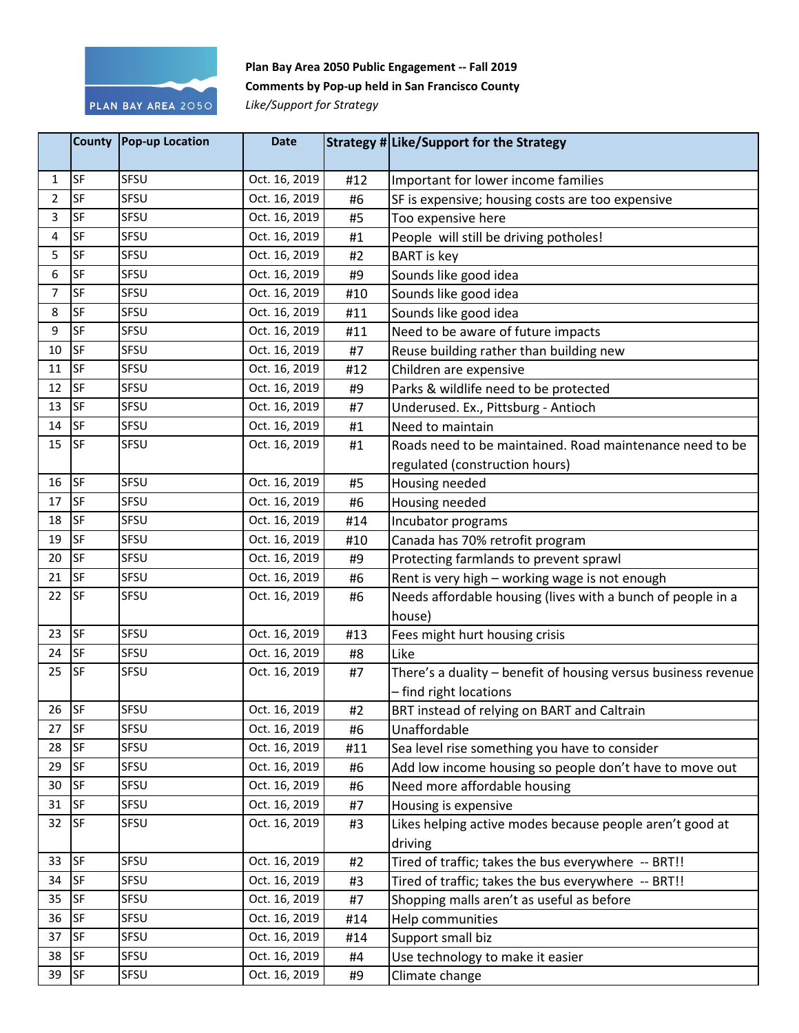**Plan Bay Area 2050 Public Engagement -- Fall 2019**

**Comments by Pop-up held in San Francisco County**

*Like/Support for Strategy*

| | County | Pop-up Location | Date | Strategy # | Like/Support for the Strategy |
|---|---|---|---|---|---|
| 1 | SF | SFSU | Oct. 16, 2019 | #12 | Important for lower income families |
| 2 | SF | SFSU | Oct. 16, 2019 | #6 | SF is expensive; housing costs are too expensive |
| 3 | SF | SFSU | Oct. 16, 2019 | #5 | Too expensive here |
| 4 | SF | SFSU | Oct. 16, 2019 | #1 | People will still be driving potholes! |
| 5 | SF | SFSU | Oct. 16, 2019 | #2 | BART is key |
| 6 | SF | SFSU | Oct. 16, 2019 | #9 | Sounds like good idea |
| 7 | SF | SFSU | Oct. 16, 2019 | #10 | Sounds like good idea |
| 8 | SF | SFSU | Oct. 16, 2019 | #11 | Sounds like good idea |
| 9 | SF | SFSU | Oct. 16, 2019 | #11 | Need to be aware of future impacts |
| 10 | SF | SFSU | Oct. 16, 2019 | #7 | Reuse building rather than building new |
| 11 | SF | SFSU | Oct. 16, 2019 | #12 | Children are expensive |
| 12 | SF | SFSU | Oct. 16, 2019 | #9 | Parks & wildlife need to be protected |
| 13 | SF | SFSU | Oct. 16, 2019 | #7 | Underused. Ex., Pittsburg - Antioch |
| 14 | SF | SFSU | Oct. 16, 2019 | #1 | Need to maintain |
| 15 | SF | SFSU | Oct. 16, 2019 | #1 | Roads need to be maintained. Road maintenance need to be regulated (construction hours) |
| 16 | SF | SFSU | Oct. 16, 2019 | #5 | Housing needed |
| 17 | SF | SFSU | Oct. 16, 2019 | #6 | Housing needed |
| 18 | SF | SFSU | Oct. 16, 2019 | #14 | Incubator programs |
| 19 | SF | SFSU | Oct. 16, 2019 | #10 | Canada has 70% retrofit program |
| 20 | SF | SFSU | Oct. 16, 2019 | #9 | Protecting farmlands to prevent sprawl |
| 21 | SF | SFSU | Oct. 16, 2019 | #6 | Rent is very high – working wage is not enough |
| 22 | SF | SFSU | Oct. 16, 2019 | #6 | Needs affordable housing (lives with a bunch of people in a house) |
| 23 | SF | SFSU | Oct. 16, 2019 | #13 | Fees might hurt housing crisis |
| 24 | SF | SFSU | Oct. 16, 2019 | #8 | Like |
| 25 | SF | SFSU | Oct. 16, 2019 | #7 | There's a duality – benefit of housing versus business revenue – find right locations |
| 26 | SF | SFSU | Oct. 16, 2019 | #2 | BRT instead of relying on BART and Caltrain |
| 27 | SF | SFSU | Oct. 16, 2019 | #6 | Unaffordable |
| 28 | SF | SFSU | Oct. 16, 2019 | #11 | Sea level rise something you have to consider |
| 29 | SF | SFSU | Oct. 16, 2019 | #6 | Add low income housing so people don't have to move out |
| 30 | SF | SFSU | Oct. 16, 2019 | #6 | Need more affordable housing |
| 31 | SF | SFSU | Oct. 16, 2019 | #7 | Housing is expensive |
| 32 | SF | SFSU | Oct. 16, 2019 | #3 | Likes helping active modes because people aren't good at driving |
| 33 | SF | SFSU | Oct. 16, 2019 | #2 | Tired of traffic; takes the bus everywhere -- BRT!! |
| 34 | SF | SFSU | Oct. 16, 2019 | #3 | Tired of traffic; takes the bus everywhere -- BRT!! |
| 35 | SF | SFSU | Oct. 16, 2019 | #7 | Shopping malls aren't as useful as before |
| 36 | SF | SFSU | Oct. 16, 2019 | #14 | Help communities |
| 37 | SF | SFSU | Oct. 16, 2019 | #14 | Support small biz |
| 38 | SF | SFSU | Oct. 16, 2019 | #4 | Use technology to make it easier |
| 39 | SF | SFSU | Oct. 16, 2019 | #9 | Climate change |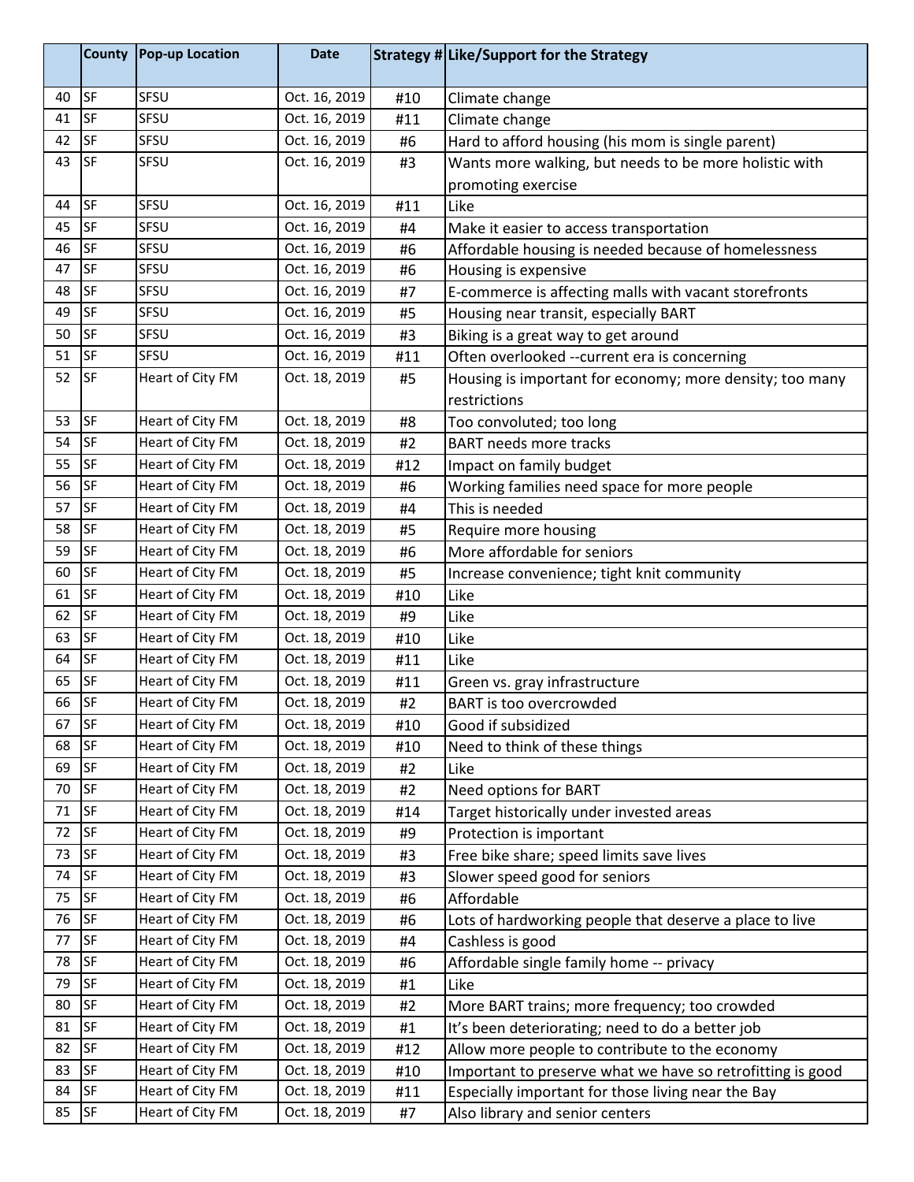| | County | Pop-up Location | Date | Strategy # | Like/Support for the Strategy |
|---|---|---|---|---|---|
| 40 | SF | SFSU | Oct. 16, 2019 | #10 | Climate change |
| 41 | SF | SFSU | Oct. 16, 2019 | #11 | Climate change |
| 42 | SF | SFSU | Oct. 16, 2019 | #6 | Hard to afford housing (his mom is single parent) |
| 43 | SF | SFSU | Oct. 16, 2019 | #3 | Wants more walking, but needs to be more holistic with promoting exercise |
| 44 | SF | SFSU | Oct. 16, 2019 | #11 | Like |
| 45 | SF | SFSU | Oct. 16, 2019 | #4 | Make it easier to access transportation |
| 46 | SF | SFSU | Oct. 16, 2019 | #6 | Affordable housing is needed because of homelessness |
| 47 | SF | SFSU | Oct. 16, 2019 | #6 | Housing is expensive |
| 48 | SF | SFSU | Oct. 16, 2019 | #7 | E-commerce is affecting malls with vacant storefronts |
| 49 | SF | SFSU | Oct. 16, 2019 | #5 | Housing near transit, especially BART |
| 50 | SF | SFSU | Oct. 16, 2019 | #3 | Biking is a great way to get around |
| 51 | SF | SFSU | Oct. 16, 2019 | #11 | Often overlooked --current era is concerning |
| 52 | SF | Heart of City FM | Oct. 18, 2019 | #5 | Housing is important for economy; more density; too many restrictions |
| 53 | SF | Heart of City FM | Oct. 18, 2019 | #8 | Too convoluted; too long |
| 54 | SF | Heart of City FM | Oct. 18, 2019 | #2 | BART needs more tracks |
| 55 | SF | Heart of City FM | Oct. 18, 2019 | #12 | Impact on family budget |
| 56 | SF | Heart of City FM | Oct. 18, 2019 | #6 | Working families need space for more people |
| 57 | SF | Heart of City FM | Oct. 18, 2019 | #4 | This is needed |
| 58 | SF | Heart of City FM | Oct. 18, 2019 | #5 | Require more housing |
| 59 | SF | Heart of City FM | Oct. 18, 2019 | #6 | More affordable for seniors |
| 60 | SF | Heart of City FM | Oct. 18, 2019 | #5 | Increase convenience; tight knit community |
| 61 | SF | Heart of City FM | Oct. 18, 2019 | #10 | Like |
| 62 | SF | Heart of City FM | Oct. 18, 2019 | #9 | Like |
| 63 | SF | Heart of City FM | Oct. 18, 2019 | #10 | Like |
| 64 | SF | Heart of City FM | Oct. 18, 2019 | #11 | Like |
| 65 | SF | Heart of City FM | Oct. 18, 2019 | #11 | Green vs. gray infrastructure |
| 66 | SF | Heart of City FM | Oct. 18, 2019 | #2 | BART is too overcrowded |
| 67 | SF | Heart of City FM | Oct. 18, 2019 | #10 | Good if subsidized |
| 68 | SF | Heart of City FM | Oct. 18, 2019 | #10 | Need to think of these things |
| 69 | SF | Heart of City FM | Oct. 18, 2019 | #2 | Like |
| 70 | SF | Heart of City FM | Oct. 18, 2019 | #2 | Need options for BART |
| 71 | SF | Heart of City FM | Oct. 18, 2019 | #14 | Target historically under invested areas |
| 72 | SF | Heart of City FM | Oct. 18, 2019 | #9 | Protection is important |
| 73 | SF | Heart of City FM | Oct. 18, 2019 | #3 | Free bike share; speed limits save lives |
| 74 | SF | Heart of City FM | Oct. 18, 2019 | #3 | Slower speed good for seniors |
| 75 | SF | Heart of City FM | Oct. 18, 2019 | #6 | Affordable |
| 76 | SF | Heart of City FM | Oct. 18, 2019 | #6 | Lots of hardworking people that deserve a place to live |
| 77 | SF | Heart of City FM | Oct. 18, 2019 | #4 | Cashless is good |
| 78 | SF | Heart of City FM | Oct. 18, 2019 | #6 | Affordable single family home -- privacy |
| 79 | SF | Heart of City FM | Oct. 18, 2019 | #1 | Like |
| 80 | SF | Heart of City FM | Oct. 18, 2019 | #2 | More BART trains; more frequency; too crowded |
| 81 | SF | Heart of City FM | Oct. 18, 2019 | #1 | It's been deteriorating; need to do a better job |
| 82 | SF | Heart of City FM | Oct. 18, 2019 | #12 | Allow more people to contribute to the economy |
| 83 | SF | Heart of City FM | Oct. 18, 2019 | #10 | Important to preserve what we have so retrofitting is good |
| 84 | SF | Heart of City FM | Oct. 18, 2019 | #11 | Especially important for those living near the Bay |
| 85 | SF | Heart of City FM | Oct. 18, 2019 | #7 | Also library and senior centers |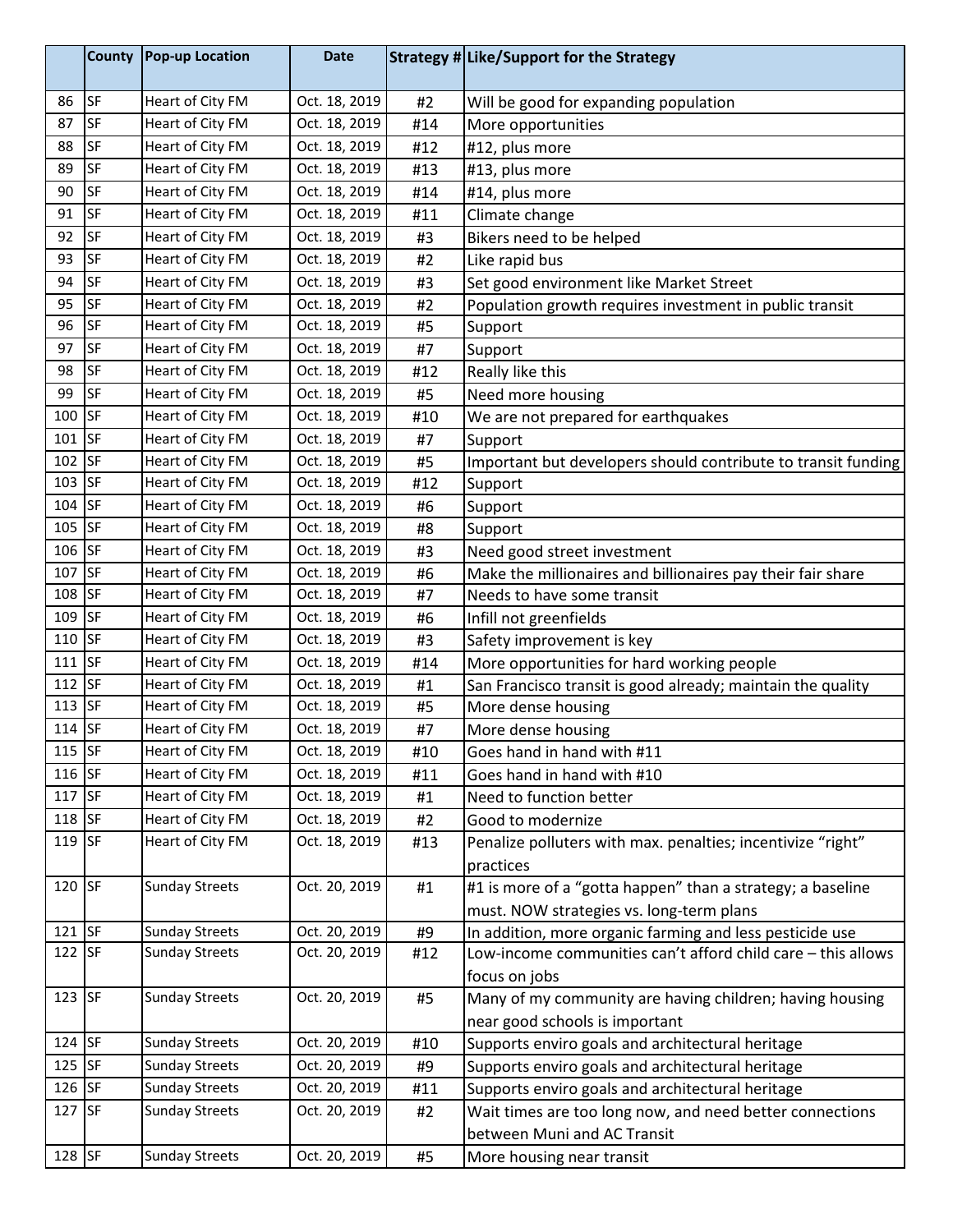| | County | Pop-up Location | Date | Strategy # | Like/Support for the Strategy |
|---|---|---|---|---|---|
| 86 | SF | Heart of City FM | Oct. 18, 2019 | #2 | Will be good for expanding population |
| 87 | SF | Heart of City FM | Oct. 18, 2019 | #14 | More opportunities |
| 88 | SF | Heart of City FM | Oct. 18, 2019 | #12 | #12, plus more |
| 89 | SF | Heart of City FM | Oct. 18, 2019 | #13 | #13, plus more |
| 90 | SF | Heart of City FM | Oct. 18, 2019 | #14 | #14, plus more |
| 91 | SF | Heart of City FM | Oct. 18, 2019 | #11 | Climate change |
| 92 | SF | Heart of City FM | Oct. 18, 2019 | #3 | Bikers need to be helped |
| 93 | SF | Heart of City FM | Oct. 18, 2019 | #2 | Like rapid bus |
| 94 | SF | Heart of City FM | Oct. 18, 2019 | #3 | Set good environment like Market Street |
| 95 | SF | Heart of City FM | Oct. 18, 2019 | #2 | Population growth requires investment in public transit |
| 96 | SF | Heart of City FM | Oct. 18, 2019 | #5 | Support |
| 97 | SF | Heart of City FM | Oct. 18, 2019 | #7 | Support |
| 98 | SF | Heart of City FM | Oct. 18, 2019 | #12 | Really like this |
| 99 | SF | Heart of City FM | Oct. 18, 2019 | #5 | Need more housing |
| 100 | SF | Heart of City FM | Oct. 18, 2019 | #10 | We are not prepared for earthquakes |
| 101 | SF | Heart of City FM | Oct. 18, 2019 | #7 | Support |
| 102 | SF | Heart of City FM | Oct. 18, 2019 | #5 | Important but developers should contribute to transit funding |
| 103 | SF | Heart of City FM | Oct. 18, 2019 | #12 | Support |
| 104 | SF | Heart of City FM | Oct. 18, 2019 | #6 | Support |
| 105 | SF | Heart of City FM | Oct. 18, 2019 | #8 | Support |
| 106 | SF | Heart of City FM | Oct. 18, 2019 | #3 | Need good street investment |
| 107 | SF | Heart of City FM | Oct. 18, 2019 | #6 | Make the millionaires and billionaires pay their fair share |
| 108 | SF | Heart of City FM | Oct. 18, 2019 | #7 | Needs to have some transit |
| 109 | SF | Heart of City FM | Oct. 18, 2019 | #6 | Infill not greenfields |
| 110 | SF | Heart of City FM | Oct. 18, 2019 | #3 | Safety improvement is key |
| 111 | SF | Heart of City FM | Oct. 18, 2019 | #14 | More opportunities for hard working people |
| 112 | SF | Heart of City FM | Oct. 18, 2019 | #1 | San Francisco transit is good already; maintain the quality |
| 113 | SF | Heart of City FM | Oct. 18, 2019 | #5 | More dense housing |
| 114 | SF | Heart of City FM | Oct. 18, 2019 | #7 | More dense housing |
| 115 | SF | Heart of City FM | Oct. 18, 2019 | #10 | Goes hand in hand with #11 |
| 116 | SF | Heart of City FM | Oct. 18, 2019 | #11 | Goes hand in hand with #10 |
| 117 | SF | Heart of City FM | Oct. 18, 2019 | #1 | Need to function better |
| 118 | SF | Heart of City FM | Oct. 18, 2019 | #2 | Good to modernize |
| 119 | SF | Heart of City FM | Oct. 18, 2019 | #13 | Penalize polluters with max. penalties; incentivize "right" practices |
| 120 | SF | Sunday Streets | Oct. 20, 2019 | #1 | #1 is more of a "gotta happen" than a strategy; a baseline must. NOW strategies vs. long-term plans |
| 121 | SF | Sunday Streets | Oct. 20, 2019 | #9 | In addition, more organic farming and less pesticide use |
| 122 | SF | Sunday Streets | Oct. 20, 2019 | #12 | Low-income communities can't afford child care – this allows focus on jobs |
| 123 | SF | Sunday Streets | Oct. 20, 2019 | #5 | Many of my community are having children; having housing near good schools is important |
| 124 | SF | Sunday Streets | Oct. 20, 2019 | #10 | Supports enviro goals and architectural heritage |
| 125 | SF | Sunday Streets | Oct. 20, 2019 | #9 | Supports enviro goals and architectural heritage |
| 126 | SF | Sunday Streets | Oct. 20, 2019 | #11 | Supports enviro goals and architectural heritage |
| 127 | SF | Sunday Streets | Oct. 20, 2019 | #2 | Wait times are too long now, and need better connections between Muni and AC Transit |
| 128 | SF | Sunday Streets | Oct. 20, 2019 | #5 | More housing near transit |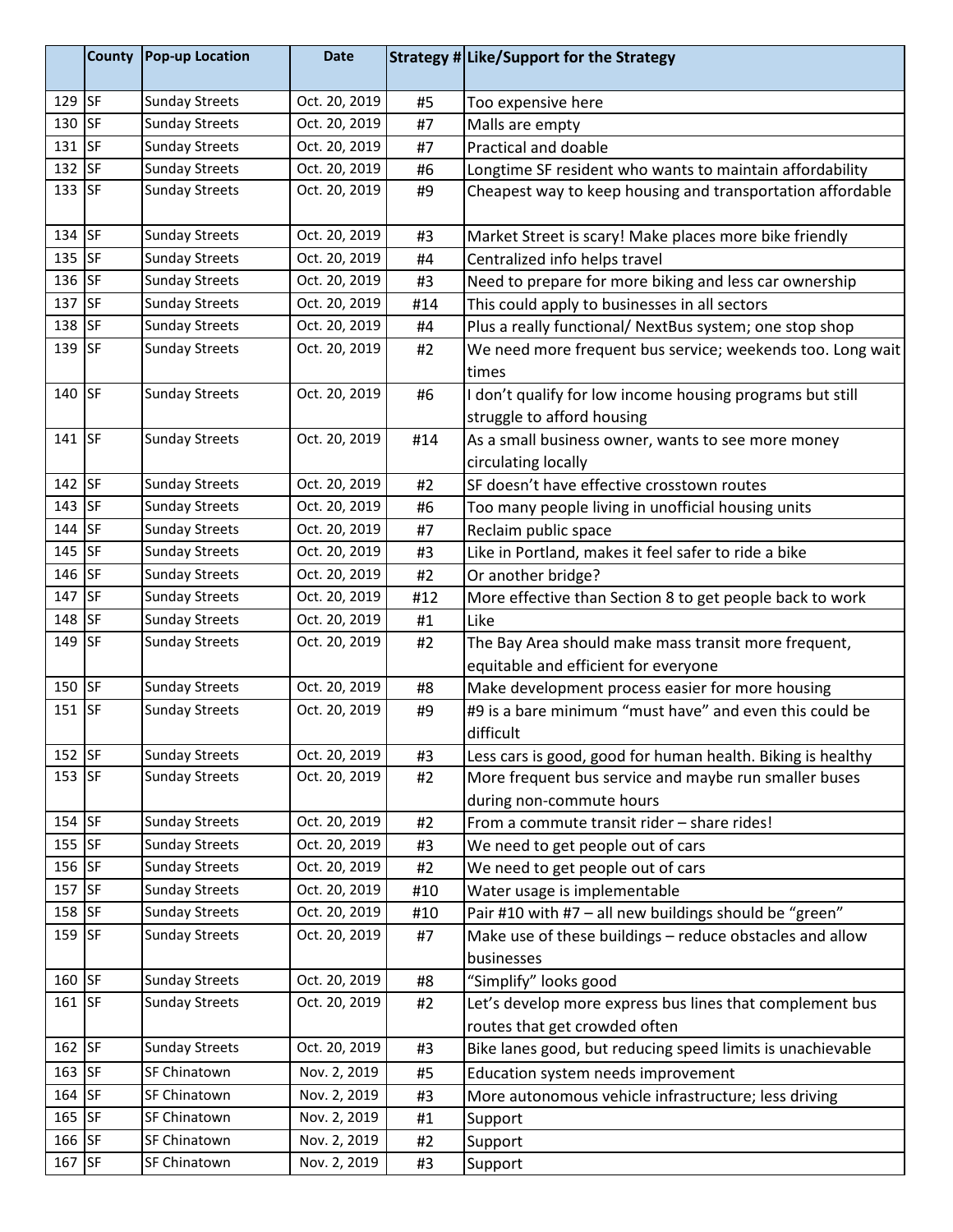| | County | Pop-up Location | Date | Strategy # | Like/Support for the Strategy |
|---|---|---|---|---|---|
| 129 | SF | Sunday Streets | Oct. 20, 2019 | #5 | Too expensive here |
| 130 | SF | Sunday Streets | Oct. 20, 2019 | #7 | Malls are empty |
| 131 | SF | Sunday Streets | Oct. 20, 2019 | #7 | Practical and doable |
| 132 | SF | Sunday Streets | Oct. 20, 2019 | #6 | Longtime SF resident who wants to maintain affordability |
| 133 | SF | Sunday Streets | Oct. 20, 2019 | #9 | Cheapest way to keep housing and transportation affordable |
| 134 | SF | Sunday Streets | Oct. 20, 2019 | #3 | Market Street is scary! Make places more bike friendly |
| 135 | SF | Sunday Streets | Oct. 20, 2019 | #4 | Centralized info helps travel |
| 136 | SF | Sunday Streets | Oct. 20, 2019 | #3 | Need to prepare for more biking and less car ownership |
| 137 | SF | Sunday Streets | Oct. 20, 2019 | #14 | This could apply to businesses in all sectors |
| 138 | SF | Sunday Streets | Oct. 20, 2019 | #4 | Plus a really functional/ NextBus system; one stop shop |
| 139 | SF | Sunday Streets | Oct. 20, 2019 | #2 | We need more frequent bus service; weekends too. Long wait times |
| 140 | SF | Sunday Streets | Oct. 20, 2019 | #6 | I don't qualify for low income housing programs but still struggle to afford housing |
| 141 | SF | Sunday Streets | Oct. 20, 2019 | #14 | As a small business owner, wants to see more money circulating locally |
| 142 | SF | Sunday Streets | Oct. 20, 2019 | #2 | SF doesn't have effective crosstown routes |
| 143 | SF | Sunday Streets | Oct. 20, 2019 | #6 | Too many people living in unofficial housing units |
| 144 | SF | Sunday Streets | Oct. 20, 2019 | #7 | Reclaim public space |
| 145 | SF | Sunday Streets | Oct. 20, 2019 | #3 | Like in Portland, makes it feel safer to ride a bike |
| 146 | SF | Sunday Streets | Oct. 20, 2019 | #2 | Or another bridge? |
| 147 | SF | Sunday Streets | Oct. 20, 2019 | #12 | More effective than Section 8 to get people back to work |
| 148 | SF | Sunday Streets | Oct. 20, 2019 | #1 | Like |
| 149 | SF | Sunday Streets | Oct. 20, 2019 | #2 | The Bay Area should make mass transit more frequent, equitable and efficient for everyone |
| 150 | SF | Sunday Streets | Oct. 20, 2019 | #8 | Make development process easier for more housing |
| 151 | SF | Sunday Streets | Oct. 20, 2019 | #9 | #9 is a bare minimum "must have" and even this could be difficult |
| 152 | SF | Sunday Streets | Oct. 20, 2019 | #3 | Less cars is good, good for human health. Biking is healthy |
| 153 | SF | Sunday Streets | Oct. 20, 2019 | #2 | More frequent bus service and maybe run smaller buses during non-commute hours |
| 154 | SF | Sunday Streets | Oct. 20, 2019 | #2 | From a commute transit rider – share rides! |
| 155 | SF | Sunday Streets | Oct. 20, 2019 | #3 | We need to get people out of cars |
| 156 | SF | Sunday Streets | Oct. 20, 2019 | #2 | We need to get people out of cars |
| 157 | SF | Sunday Streets | Oct. 20, 2019 | #10 | Water usage is implementable |
| 158 | SF | Sunday Streets | Oct. 20, 2019 | #10 | Pair #10 with #7 – all new buildings should be "green" |
| 159 | SF | Sunday Streets | Oct. 20, 2019 | #7 | Make use of these buildings – reduce obstacles and allow businesses |
| 160 | SF | Sunday Streets | Oct. 20, 2019 | #8 | "Simplify" looks good |
| 161 | SF | Sunday Streets | Oct. 20, 2019 | #2 | Let's develop more express bus lines that complement bus routes that get crowded often |
| 162 | SF | Sunday Streets | Oct. 20, 2019 | #3 | Bike lanes good, but reducing speed limits is unachievable |
| 163 | SF | SF Chinatown | Nov. 2, 2019 | #5 | Education system needs improvement |
| 164 | SF | SF Chinatown | Nov. 2, 2019 | #3 | More autonomous vehicle infrastructure; less driving |
| 165 | SF | SF Chinatown | Nov. 2, 2019 | #1 | Support |
| 166 | SF | SF Chinatown | Nov. 2, 2019 | #2 | Support |
| 167 | SF | SF Chinatown | Nov. 2, 2019 | #3 | Support |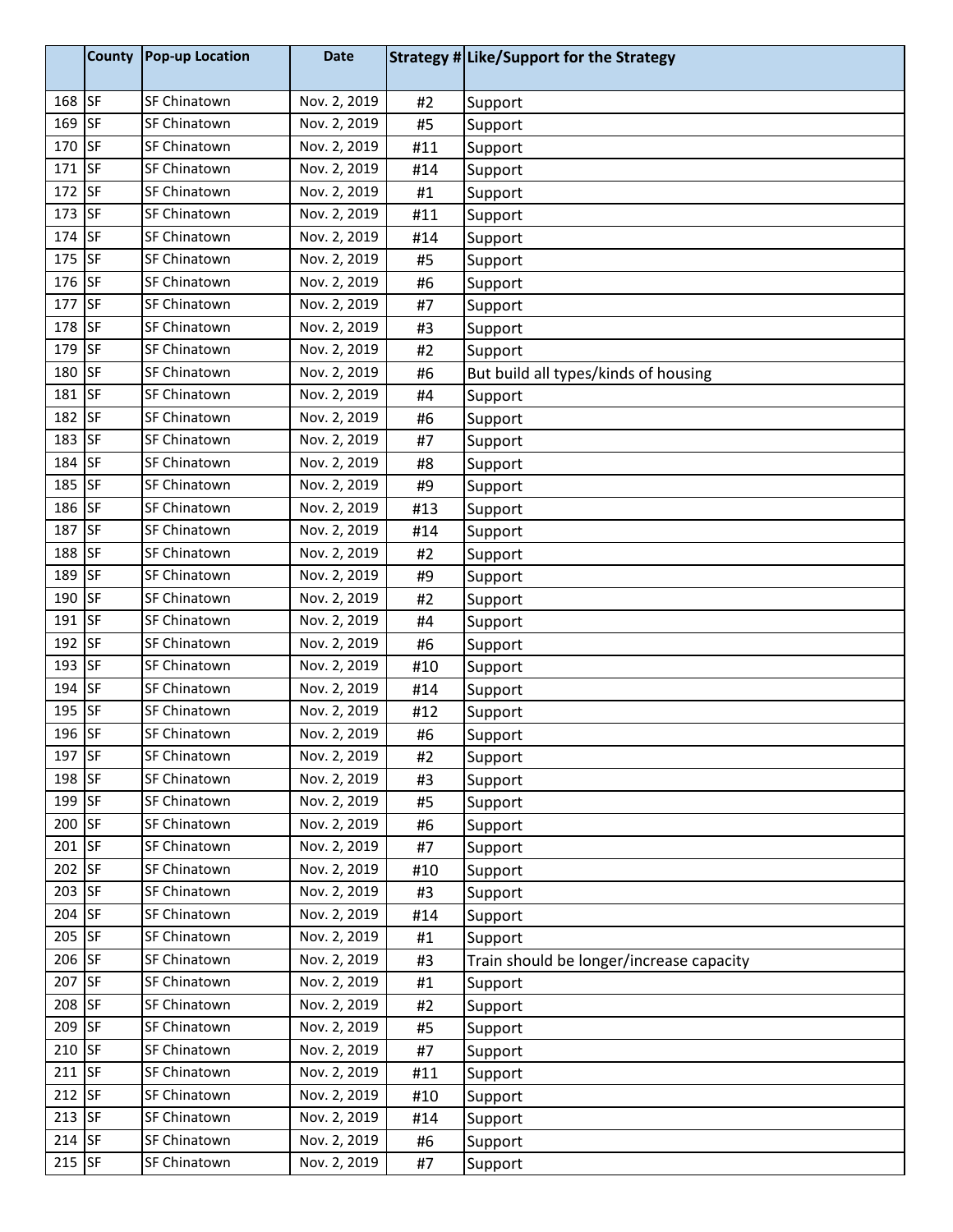| | County | Pop-up Location | Date | Strategy # | Like/Support for the Strategy |
|---|---|---|---|---|---|
| 168 | SF | SF Chinatown | Nov. 2, 2019 | #2 | Support |
| 169 | SF | SF Chinatown | Nov. 2, 2019 | #5 | Support |
| 170 | SF | SF Chinatown | Nov. 2, 2019 | #11 | Support |
| 171 | SF | SF Chinatown | Nov. 2, 2019 | #14 | Support |
| 172 | SF | SF Chinatown | Nov. 2, 2019 | #1 | Support |
| 173 | SF | SF Chinatown | Nov. 2, 2019 | #11 | Support |
| 174 | SF | SF Chinatown | Nov. 2, 2019 | #14 | Support |
| 175 | SF | SF Chinatown | Nov. 2, 2019 | #5 | Support |
| 176 | SF | SF Chinatown | Nov. 2, 2019 | #6 | Support |
| 177 | SF | SF Chinatown | Nov. 2, 2019 | #7 | Support |
| 178 | SF | SF Chinatown | Nov. 2, 2019 | #3 | Support |
| 179 | SF | SF Chinatown | Nov. 2, 2019 | #2 | Support |
| 180 | SF | SF Chinatown | Nov. 2, 2019 | #6 | But build all types/kinds of housing |
| 181 | SF | SF Chinatown | Nov. 2, 2019 | #4 | Support |
| 182 | SF | SF Chinatown | Nov. 2, 2019 | #6 | Support |
| 183 | SF | SF Chinatown | Nov. 2, 2019 | #7 | Support |
| 184 | SF | SF Chinatown | Nov. 2, 2019 | #8 | Support |
| 185 | SF | SF Chinatown | Nov. 2, 2019 | #9 | Support |
| 186 | SF | SF Chinatown | Nov. 2, 2019 | #13 | Support |
| 187 | SF | SF Chinatown | Nov. 2, 2019 | #14 | Support |
| 188 | SF | SF Chinatown | Nov. 2, 2019 | #2 | Support |
| 189 | SF | SF Chinatown | Nov. 2, 2019 | #9 | Support |
| 190 | SF | SF Chinatown | Nov. 2, 2019 | #2 | Support |
| 191 | SF | SF Chinatown | Nov. 2, 2019 | #4 | Support |
| 192 | SF | SF Chinatown | Nov. 2, 2019 | #6 | Support |
| 193 | SF | SF Chinatown | Nov. 2, 2019 | #10 | Support |
| 194 | SF | SF Chinatown | Nov. 2, 2019 | #14 | Support |
| 195 | SF | SF Chinatown | Nov. 2, 2019 | #12 | Support |
| 196 | SF | SF Chinatown | Nov. 2, 2019 | #6 | Support |
| 197 | SF | SF Chinatown | Nov. 2, 2019 | #2 | Support |
| 198 | SF | SF Chinatown | Nov. 2, 2019 | #3 | Support |
| 199 | SF | SF Chinatown | Nov. 2, 2019 | #5 | Support |
| 200 | SF | SF Chinatown | Nov. 2, 2019 | #6 | Support |
| 201 | SF | SF Chinatown | Nov. 2, 2019 | #7 | Support |
| 202 | SF | SF Chinatown | Nov. 2, 2019 | #10 | Support |
| 203 | SF | SF Chinatown | Nov. 2, 2019 | #3 | Support |
| 204 | SF | SF Chinatown | Nov. 2, 2019 | #14 | Support |
| 205 | SF | SF Chinatown | Nov. 2, 2019 | #1 | Support |
| 206 | SF | SF Chinatown | Nov. 2, 2019 | #3 | Train should be longer/increase capacity |
| 207 | SF | SF Chinatown | Nov. 2, 2019 | #1 | Support |
| 208 | SF | SF Chinatown | Nov. 2, 2019 | #2 | Support |
| 209 | SF | SF Chinatown | Nov. 2, 2019 | #5 | Support |
| 210 | SF | SF Chinatown | Nov. 2, 2019 | #7 | Support |
| 211 | SF | SF Chinatown | Nov. 2, 2019 | #11 | Support |
| 212 | SF | SF Chinatown | Nov. 2, 2019 | #10 | Support |
| 213 | SF | SF Chinatown | Nov. 2, 2019 | #14 | Support |
| 214 | SF | SF Chinatown | Nov. 2, 2019 | #6 | Support |
| 215 | SF | SF Chinatown | Nov. 2, 2019 | #7 | Support |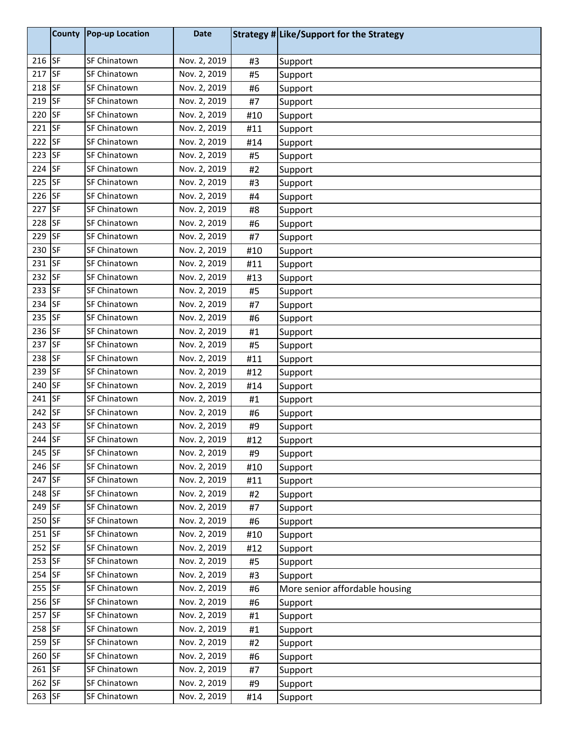| | County | Pop-up Location | Date | Strategy # | Like/Support for the Strategy |
|---|---|---|---|---|---|
| 216 | SF | SF Chinatown | Nov. 2, 2019 | #3 | Support |
| 217 | SF | SF Chinatown | Nov. 2, 2019 | #5 | Support |
| 218 | SF | SF Chinatown | Nov. 2, 2019 | #6 | Support |
| 219 | SF | SF Chinatown | Nov. 2, 2019 | #7 | Support |
| 220 | SF | SF Chinatown | Nov. 2, 2019 | #10 | Support |
| 221 | SF | SF Chinatown | Nov. 2, 2019 | #11 | Support |
| 222 | SF | SF Chinatown | Nov. 2, 2019 | #14 | Support |
| 223 | SF | SF Chinatown | Nov. 2, 2019 | #5 | Support |
| 224 | SF | SF Chinatown | Nov. 2, 2019 | #2 | Support |
| 225 | SF | SF Chinatown | Nov. 2, 2019 | #3 | Support |
| 226 | SF | SF Chinatown | Nov. 2, 2019 | #4 | Support |
| 227 | SF | SF Chinatown | Nov. 2, 2019 | #8 | Support |
| 228 | SF | SF Chinatown | Nov. 2, 2019 | #6 | Support |
| 229 | SF | SF Chinatown | Nov. 2, 2019 | #7 | Support |
| 230 | SF | SF Chinatown | Nov. 2, 2019 | #10 | Support |
| 231 | SF | SF Chinatown | Nov. 2, 2019 | #11 | Support |
| 232 | SF | SF Chinatown | Nov. 2, 2019 | #13 | Support |
| 233 | SF | SF Chinatown | Nov. 2, 2019 | #5 | Support |
| 234 | SF | SF Chinatown | Nov. 2, 2019 | #7 | Support |
| 235 | SF | SF Chinatown | Nov. 2, 2019 | #6 | Support |
| 236 | SF | SF Chinatown | Nov. 2, 2019 | #1 | Support |
| 237 | SF | SF Chinatown | Nov. 2, 2019 | #5 | Support |
| 238 | SF | SF Chinatown | Nov. 2, 2019 | #11 | Support |
| 239 | SF | SF Chinatown | Nov. 2, 2019 | #12 | Support |
| 240 | SF | SF Chinatown | Nov. 2, 2019 | #14 | Support |
| 241 | SF | SF Chinatown | Nov. 2, 2019 | #1 | Support |
| 242 | SF | SF Chinatown | Nov. 2, 2019 | #6 | Support |
| 243 | SF | SF Chinatown | Nov. 2, 2019 | #9 | Support |
| 244 | SF | SF Chinatown | Nov. 2, 2019 | #12 | Support |
| 245 | SF | SF Chinatown | Nov. 2, 2019 | #9 | Support |
| 246 | SF | SF Chinatown | Nov. 2, 2019 | #10 | Support |
| 247 | SF | SF Chinatown | Nov. 2, 2019 | #11 | Support |
| 248 | SF | SF Chinatown | Nov. 2, 2019 | #2 | Support |
| 249 | SF | SF Chinatown | Nov. 2, 2019 | #7 | Support |
| 250 | SF | SF Chinatown | Nov. 2, 2019 | #6 | Support |
| 251 | SF | SF Chinatown | Nov. 2, 2019 | #10 | Support |
| 252 | SF | SF Chinatown | Nov. 2, 2019 | #12 | Support |
| 253 | SF | SF Chinatown | Nov. 2, 2019 | #5 | Support |
| 254 | SF | SF Chinatown | Nov. 2, 2019 | #3 | Support |
| 255 | SF | SF Chinatown | Nov. 2, 2019 | #6 | More senior affordable housing |
| 256 | SF | SF Chinatown | Nov. 2, 2019 | #6 | Support |
| 257 | SF | SF Chinatown | Nov. 2, 2019 | #1 | Support |
| 258 | SF | SF Chinatown | Nov. 2, 2019 | #1 | Support |
| 259 | SF | SF Chinatown | Nov. 2, 2019 | #2 | Support |
| 260 | SF | SF Chinatown | Nov. 2, 2019 | #6 | Support |
| 261 | SF | SF Chinatown | Nov. 2, 2019 | #7 | Support |
| 262 | SF | SF Chinatown | Nov. 2, 2019 | #9 | Support |
| 263 | SF | SF Chinatown | Nov. 2, 2019 | #14 | Support |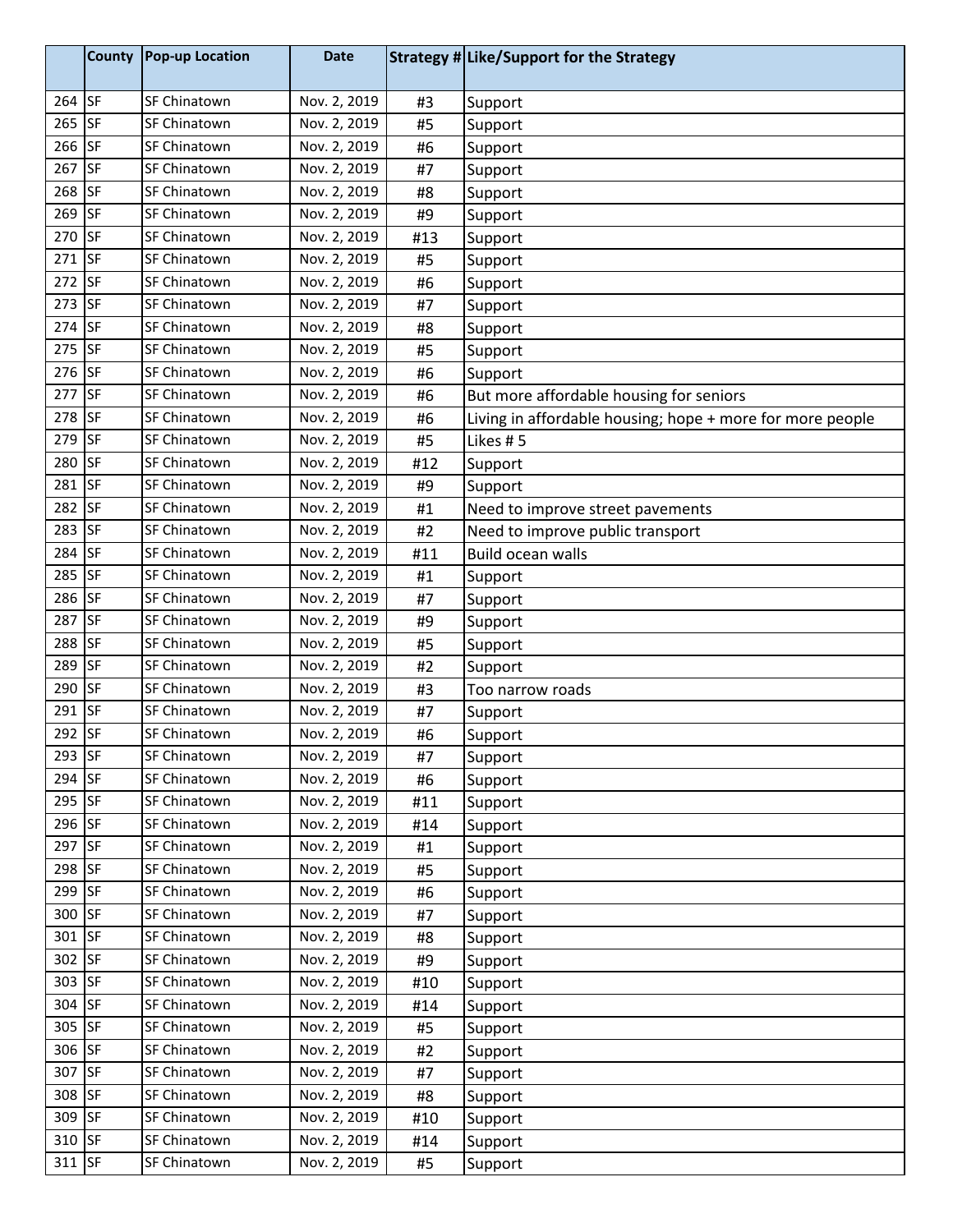| | County | Pop-up Location | Date | Strategy # | Like/Support for the Strategy |
|---|---|---|---|---|---|
| 264 | SF | SF Chinatown | Nov. 2, 2019 | #3 | Support |
| 265 | SF | SF Chinatown | Nov. 2, 2019 | #5 | Support |
| 266 | SF | SF Chinatown | Nov. 2, 2019 | #6 | Support |
| 267 | SF | SF Chinatown | Nov. 2, 2019 | #7 | Support |
| 268 | SF | SF Chinatown | Nov. 2, 2019 | #8 | Support |
| 269 | SF | SF Chinatown | Nov. 2, 2019 | #9 | Support |
| 270 | SF | SF Chinatown | Nov. 2, 2019 | #13 | Support |
| 271 | SF | SF Chinatown | Nov. 2, 2019 | #5 | Support |
| 272 | SF | SF Chinatown | Nov. 2, 2019 | #6 | Support |
| 273 | SF | SF Chinatown | Nov. 2, 2019 | #7 | Support |
| 274 | SF | SF Chinatown | Nov. 2, 2019 | #8 | Support |
| 275 | SF | SF Chinatown | Nov. 2, 2019 | #5 | Support |
| 276 | SF | SF Chinatown | Nov. 2, 2019 | #6 | Support |
| 277 | SF | SF Chinatown | Nov. 2, 2019 | #6 | But more affordable housing for seniors |
| 278 | SF | SF Chinatown | Nov. 2, 2019 | #6 | Living in affordable housing; hope + more for more people |
| 279 | SF | SF Chinatown | Nov. 2, 2019 | #5 | Likes # 5 |
| 280 | SF | SF Chinatown | Nov. 2, 2019 | #12 | Support |
| 281 | SF | SF Chinatown | Nov. 2, 2019 | #9 | Support |
| 282 | SF | SF Chinatown | Nov. 2, 2019 | #1 | Need to improve street pavements |
| 283 | SF | SF Chinatown | Nov. 2, 2019 | #2 | Need to improve public transport |
| 284 | SF | SF Chinatown | Nov. 2, 2019 | #11 | Build ocean walls |
| 285 | SF | SF Chinatown | Nov. 2, 2019 | #1 | Support |
| 286 | SF | SF Chinatown | Nov. 2, 2019 | #7 | Support |
| 287 | SF | SF Chinatown | Nov. 2, 2019 | #9 | Support |
| 288 | SF | SF Chinatown | Nov. 2, 2019 | #5 | Support |
| 289 | SF | SF Chinatown | Nov. 2, 2019 | #2 | Support |
| 290 | SF | SF Chinatown | Nov. 2, 2019 | #3 | Too narrow roads |
| 291 | SF | SF Chinatown | Nov. 2, 2019 | #7 | Support |
| 292 | SF | SF Chinatown | Nov. 2, 2019 | #6 | Support |
| 293 | SF | SF Chinatown | Nov. 2, 2019 | #7 | Support |
| 294 | SF | SF Chinatown | Nov. 2, 2019 | #6 | Support |
| 295 | SF | SF Chinatown | Nov. 2, 2019 | #11 | Support |
| 296 | SF | SF Chinatown | Nov. 2, 2019 | #14 | Support |
| 297 | SF | SF Chinatown | Nov. 2, 2019 | #1 | Support |
| 298 | SF | SF Chinatown | Nov. 2, 2019 | #5 | Support |
| 299 | SF | SF Chinatown | Nov. 2, 2019 | #6 | Support |
| 300 | SF | SF Chinatown | Nov. 2, 2019 | #7 | Support |
| 301 | SF | SF Chinatown | Nov. 2, 2019 | #8 | Support |
| 302 | SF | SF Chinatown | Nov. 2, 2019 | #9 | Support |
| 303 | SF | SF Chinatown | Nov. 2, 2019 | #10 | Support |
| 304 | SF | SF Chinatown | Nov. 2, 2019 | #14 | Support |
| 305 | SF | SF Chinatown | Nov. 2, 2019 | #5 | Support |
| 306 | SF | SF Chinatown | Nov. 2, 2019 | #2 | Support |
| 307 | SF | SF Chinatown | Nov. 2, 2019 | #7 | Support |
| 308 | SF | SF Chinatown | Nov. 2, 2019 | #8 | Support |
| 309 | SF | SF Chinatown | Nov. 2, 2019 | #10 | Support |
| 310 | SF | SF Chinatown | Nov. 2, 2019 | #14 | Support |
| 311 | SF | SF Chinatown | Nov. 2, 2019 | #5 | Support |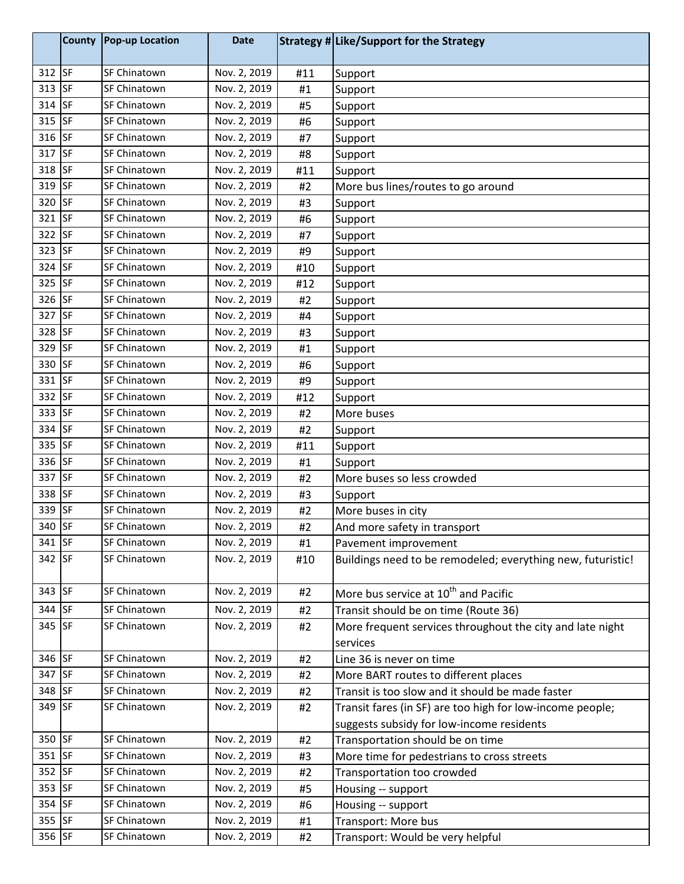| | County | Pop-up Location | Date | Strategy # | Like/Support for the Strategy |
|---|---|---|---|---|---|
| 312 | SF | SF Chinatown | Nov. 2, 2019 | #11 | Support |
| 313 | SF | SF Chinatown | Nov. 2, 2019 | #1 | Support |
| 314 | SF | SF Chinatown | Nov. 2, 2019 | #5 | Support |
| 315 | SF | SF Chinatown | Nov. 2, 2019 | #6 | Support |
| 316 | SF | SF Chinatown | Nov. 2, 2019 | #7 | Support |
| 317 | SF | SF Chinatown | Nov. 2, 2019 | #8 | Support |
| 318 | SF | SF Chinatown | Nov. 2, 2019 | #11 | Support |
| 319 | SF | SF Chinatown | Nov. 2, 2019 | #2 | More bus lines/routes to go around |
| 320 | SF | SF Chinatown | Nov. 2, 2019 | #3 | Support |
| 321 | SF | SF Chinatown | Nov. 2, 2019 | #6 | Support |
| 322 | SF | SF Chinatown | Nov. 2, 2019 | #7 | Support |
| 323 | SF | SF Chinatown | Nov. 2, 2019 | #9 | Support |
| 324 | SF | SF Chinatown | Nov. 2, 2019 | #10 | Support |
| 325 | SF | SF Chinatown | Nov. 2, 2019 | #12 | Support |
| 326 | SF | SF Chinatown | Nov. 2, 2019 | #2 | Support |
| 327 | SF | SF Chinatown | Nov. 2, 2019 | #4 | Support |
| 328 | SF | SF Chinatown | Nov. 2, 2019 | #3 | Support |
| 329 | SF | SF Chinatown | Nov. 2, 2019 | #1 | Support |
| 330 | SF | SF Chinatown | Nov. 2, 2019 | #6 | Support |
| 331 | SF | SF Chinatown | Nov. 2, 2019 | #9 | Support |
| 332 | SF | SF Chinatown | Nov. 2, 2019 | #12 | Support |
| 333 | SF | SF Chinatown | Nov. 2, 2019 | #2 | More buses |
| 334 | SF | SF Chinatown | Nov. 2, 2019 | #2 | Support |
| 335 | SF | SF Chinatown | Nov. 2, 2019 | #11 | Support |
| 336 | SF | SF Chinatown | Nov. 2, 2019 | #1 | Support |
| 337 | SF | SF Chinatown | Nov. 2, 2019 | #2 | More buses so less crowded |
| 338 | SF | SF Chinatown | Nov. 2, 2019 | #3 | Support |
| 339 | SF | SF Chinatown | Nov. 2, 2019 | #2 | More buses in city |
| 340 | SF | SF Chinatown | Nov. 2, 2019 | #2 | And more safety in transport |
| 341 | SF | SF Chinatown | Nov. 2, 2019 | #1 | Pavement improvement |
| 342 | SF | SF Chinatown | Nov. 2, 2019 | #10 | Buildings need to be remodeled; everything new, futuristic! |
| 343 | SF | SF Chinatown | Nov. 2, 2019 | #2 | More bus service at 10th and Pacific |
| 344 | SF | SF Chinatown | Nov. 2, 2019 | #2 | Transit should be on time (Route 36) |
| 345 | SF | SF Chinatown | Nov. 2, 2019 | #2 | More frequent services throughout the city and late night services |
| 346 | SF | SF Chinatown | Nov. 2, 2019 | #2 | Line 36 is never on time |
| 347 | SF | SF Chinatown | Nov. 2, 2019 | #2 | More BART routes to different places |
| 348 | SF | SF Chinatown | Nov. 2, 2019 | #2 | Transit is too slow and it should be made faster |
| 349 | SF | SF Chinatown | Nov. 2, 2019 | #2 | Transit fares (in SF) are too high for low-income people; suggests subsidy for low-income residents |
| 350 | SF | SF Chinatown | Nov. 2, 2019 | #2 | Transportation should be on time |
| 351 | SF | SF Chinatown | Nov. 2, 2019 | #3 | More time for pedestrians to cross streets |
| 352 | SF | SF Chinatown | Nov. 2, 2019 | #2 | Transportation too crowded |
| 353 | SF | SF Chinatown | Nov. 2, 2019 | #5 | Housing -- support |
| 354 | SF | SF Chinatown | Nov. 2, 2019 | #6 | Housing -- support |
| 355 | SF | SF Chinatown | Nov. 2, 2019 | #1 | Transport: More bus |
| 356 | SF | SF Chinatown | Nov. 2, 2019 | #2 | Transport: Would be very helpful |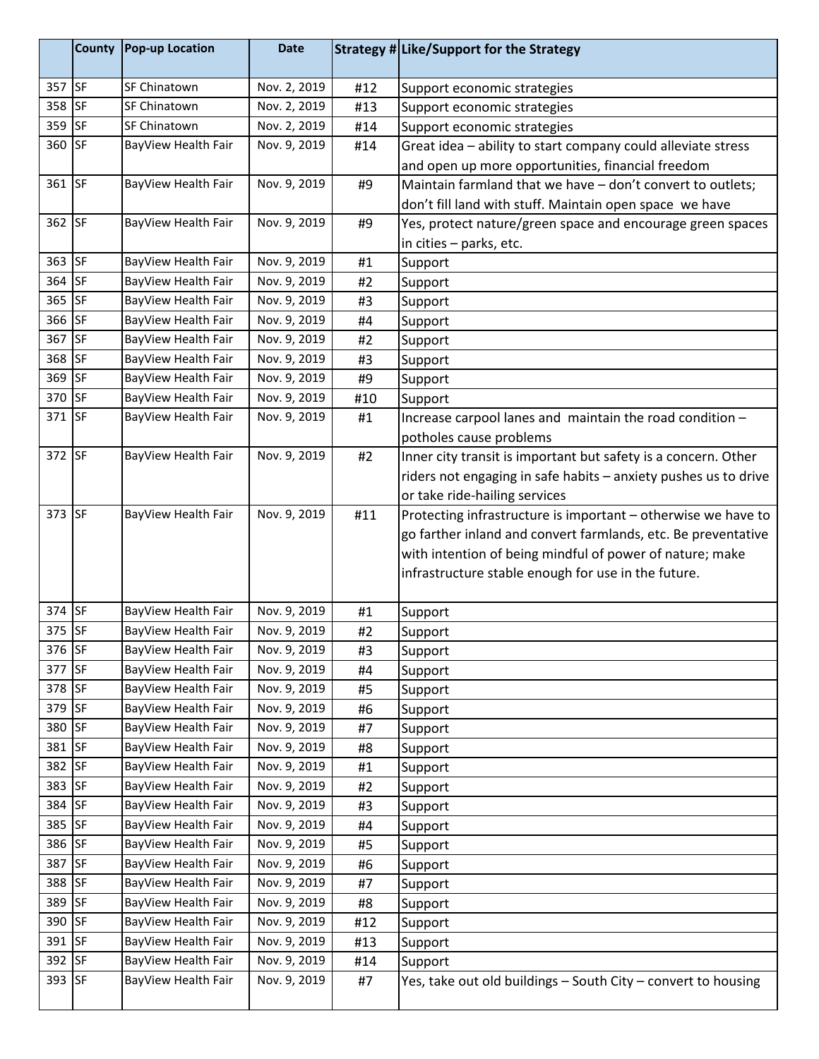| | County | Pop-up Location | Date | Strategy # | Like/Support for the Strategy |
|---|---|---|---|---|---|
| 357 | SF | SF Chinatown | Nov. 2, 2019 | #12 | Support economic strategies |
| 358 | SF | SF Chinatown | Nov. 2, 2019 | #13 | Support economic strategies |
| 359 | SF | SF Chinatown | Nov. 2, 2019 | #14 | Support economic strategies |
| 360 | SF | BayView Health Fair | Nov. 9, 2019 | #14 | Great idea – ability to start company could alleviate stress and open up more opportunities, financial freedom |
| 361 | SF | BayView Health Fair | Nov. 9, 2019 | #9 | Maintain farmland that we have – don't convert to outlets; don't fill land with stuff. Maintain open space we have |
| 362 | SF | BayView Health Fair | Nov. 9, 2019 | #9 | Yes, protect nature/green space and encourage green spaces in cities – parks, etc. |
| 363 | SF | BayView Health Fair | Nov. 9, 2019 | #1 | Support |
| 364 | SF | BayView Health Fair | Nov. 9, 2019 | #2 | Support |
| 365 | SF | BayView Health Fair | Nov. 9, 2019 | #3 | Support |
| 366 | SF | BayView Health Fair | Nov. 9, 2019 | #4 | Support |
| 367 | SF | BayView Health Fair | Nov. 9, 2019 | #2 | Support |
| 368 | SF | BayView Health Fair | Nov. 9, 2019 | #3 | Support |
| 369 | SF | BayView Health Fair | Nov. 9, 2019 | #9 | Support |
| 370 | SF | BayView Health Fair | Nov. 9, 2019 | #10 | Support |
| 371 | SF | BayView Health Fair | Nov. 9, 2019 | #1 | Increase carpool lanes and maintain the road condition – potholes cause problems |
| 372 | SF | BayView Health Fair | Nov. 9, 2019 | #2 | Inner city transit is important but safety is a concern. Other riders not engaging in safe habits – anxiety pushes us to drive or take ride-hailing services |
| 373 | SF | BayView Health Fair | Nov. 9, 2019 | #11 | Protecting infrastructure is important – otherwise we have to go farther inland and convert farmlands, etc. Be preventative with intention of being mindful of power of nature; make infrastructure stable enough for use in the future. |
| 374 | SF | BayView Health Fair | Nov. 9, 2019 | #1 | Support |
| 375 | SF | BayView Health Fair | Nov. 9, 2019 | #2 | Support |
| 376 | SF | BayView Health Fair | Nov. 9, 2019 | #3 | Support |
| 377 | SF | BayView Health Fair | Nov. 9, 2019 | #4 | Support |
| 378 | SF | BayView Health Fair | Nov. 9, 2019 | #5 | Support |
| 379 | SF | BayView Health Fair | Nov. 9, 2019 | #6 | Support |
| 380 | SF | BayView Health Fair | Nov. 9, 2019 | #7 | Support |
| 381 | SF | BayView Health Fair | Nov. 9, 2019 | #8 | Support |
| 382 | SF | BayView Health Fair | Nov. 9, 2019 | #1 | Support |
| 383 | SF | BayView Health Fair | Nov. 9, 2019 | #2 | Support |
| 384 | SF | BayView Health Fair | Nov. 9, 2019 | #3 | Support |
| 385 | SF | BayView Health Fair | Nov. 9, 2019 | #4 | Support |
| 386 | SF | BayView Health Fair | Nov. 9, 2019 | #5 | Support |
| 387 | SF | BayView Health Fair | Nov. 9, 2019 | #6 | Support |
| 388 | SF | BayView Health Fair | Nov. 9, 2019 | #7 | Support |
| 389 | SF | BayView Health Fair | Nov. 9, 2019 | #8 | Support |
| 390 | SF | BayView Health Fair | Nov. 9, 2019 | #12 | Support |
| 391 | SF | BayView Health Fair | Nov. 9, 2019 | #13 | Support |
| 392 | SF | BayView Health Fair | Nov. 9, 2019 | #14 | Support |
| 393 | SF | BayView Health Fair | Nov. 9, 2019 | #7 | Yes, take out old buildings – South City – convert to housing |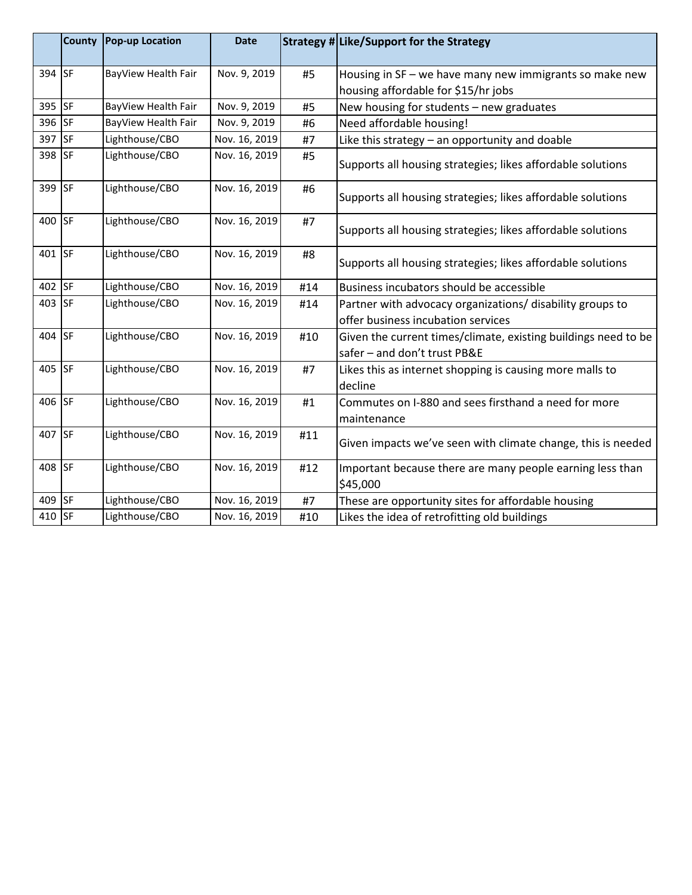| | County | Pop-up Location | Date | Strategy # | Like/Support for the Strategy |
|---|---|---|---|---|---|
| 394 | SF | BayView Health Fair | Nov. 9, 2019 | #5 | Housing in SF – we have many new immigrants so make new housing affordable for $15/hr jobs |
| 395 | SF | BayView Health Fair | Nov. 9, 2019 | #5 | New housing for students – new graduates |
| 396 | SF | BayView Health Fair | Nov. 9, 2019 | #6 | Need affordable housing! |
| 397 | SF | Lighthouse/CBO | Nov. 16, 2019 | #7 | Like this strategy – an opportunity and doable |
| 398 | SF | Lighthouse/CBO | Nov. 16, 2019 | #5 | Supports all housing strategies; likes affordable solutions |
| 399 | SF | Lighthouse/CBO | Nov. 16, 2019 | #6 | Supports all housing strategies; likes affordable solutions |
| 400 | SF | Lighthouse/CBO | Nov. 16, 2019 | #7 | Supports all housing strategies; likes affordable solutions |
| 401 | SF | Lighthouse/CBO | Nov. 16, 2019 | #8 | Supports all housing strategies; likes affordable solutions |
| 402 | SF | Lighthouse/CBO | Nov. 16, 2019 | #14 | Business incubators should be accessible |
| 403 | SF | Lighthouse/CBO | Nov. 16, 2019 | #14 | Partner with advocacy organizations/ disability groups to offer business incubation services |
| 404 | SF | Lighthouse/CBO | Nov. 16, 2019 | #10 | Given the current times/climate, existing buildings need to be safer – and don't trust PB&E |
| 405 | SF | Lighthouse/CBO | Nov. 16, 2019 | #7 | Likes this as internet shopping is causing more malls to decline |
| 406 | SF | Lighthouse/CBO | Nov. 16, 2019 | #1 | Commutes on I-880 and sees firsthand a need for more maintenance |
| 407 | SF | Lighthouse/CBO | Nov. 16, 2019 | #11 | Given impacts we've seen with climate change, this is needed |
| 408 | SF | Lighthouse/CBO | Nov. 16, 2019 | #12 | Important because there are many people earning less than $45,000 |
| 409 | SF | Lighthouse/CBO | Nov. 16, 2019 | #7 | These are opportunity sites for affordable housing |
| 410 | SF | Lighthouse/CBO | Nov. 16, 2019 | #10 | Likes the idea of retrofitting old buildings |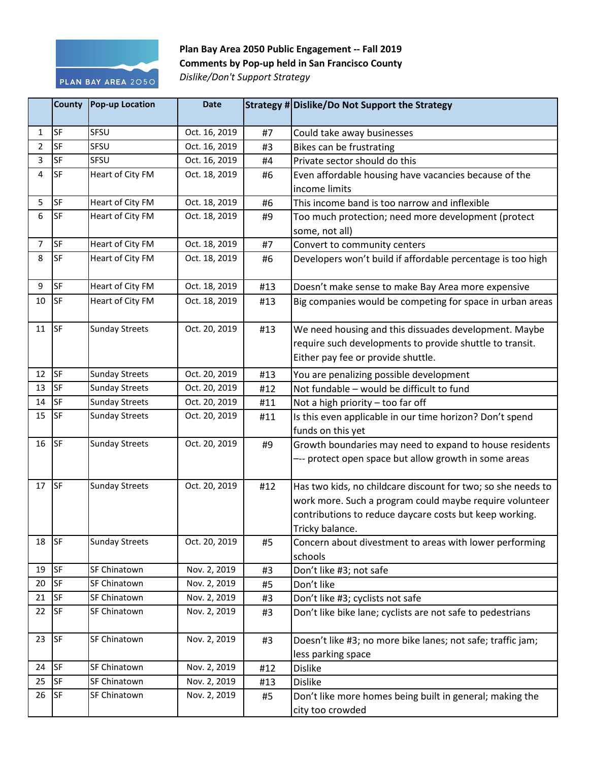**Plan Bay Area 2050 Public Engagement -- Fall 2019**
**Comments by Pop-up held in San Francisco County**
*Dislike/Don't Support Strategy*

| | County | Pop-up Location | Date | Strategy # | Dislike/Do Not Support the Strategy |
|---|---|---|---|---|---|
| 1 | SF | SFSU | Oct. 16, 2019 | #7 | Could take away businesses |
| 2 | SF | SFSU | Oct. 16, 2019 | #3 | Bikes can be frustrating |
| 3 | SF | SFSU | Oct. 16, 2019 | #4 | Private sector should do this |
| 4 | SF | Heart of City FM | Oct. 18, 2019 | #6 | Even affordable housing have vacancies because of the income limits |
| 5 | SF | Heart of City FM | Oct. 18, 2019 | #6 | This income band is too narrow and inflexible |
| 6 | SF | Heart of City FM | Oct. 18, 2019 | #9 | Too much protection; need more development (protect some, not all) |
| 7 | SF | Heart of City FM | Oct. 18, 2019 | #7 | Convert to community centers |
| 8 | SF | Heart of City FM | Oct. 18, 2019 | #6 | Developers won't build if affordable percentage is too high |
| 9 | SF | Heart of City FM | Oct. 18, 2019 | #13 | Doesn't make sense to make Bay Area more expensive |
| 10 | SF | Heart of City FM | Oct. 18, 2019 | #13 | Big companies would be competing for space in urban areas |
| 11 | SF | Sunday Streets | Oct. 20, 2019 | #13 | We need housing and this dissuades development. Maybe require such developments to provide shuttle to transit. Either pay fee or provide shuttle. |
| 12 | SF | Sunday Streets | Oct. 20, 2019 | #13 | You are penalizing possible development |
| 13 | SF | Sunday Streets | Oct. 20, 2019 | #12 | Not fundable – would be difficult to fund |
| 14 | SF | Sunday Streets | Oct. 20, 2019 | #11 | Not a high priority – too far off |
| 15 | SF | Sunday Streets | Oct. 20, 2019 | #11 | Is this even applicable in our time horizon? Don't spend funds on this yet |
| 16 | SF | Sunday Streets | Oct. 20, 2019 | #9 | Growth boundaries may need to expand to house residents –-- protect open space but allow growth in some areas |
| 17 | SF | Sunday Streets | Oct. 20, 2019 | #12 | Has two kids, no childcare discount for two; so she needs to work more. Such a program could maybe require volunteer contributions to reduce daycare costs but keep working. Tricky balance. |
| 18 | SF | Sunday Streets | Oct. 20, 2019 | #5 | Concern about divestment to areas with lower performing schools |
| 19 | SF | SF Chinatown | Nov. 2, 2019 | #3 | Don't like #3; not safe |
| 20 | SF | SF Chinatown | Nov. 2, 2019 | #5 | Don't like |
| 21 | SF | SF Chinatown | Nov. 2, 2019 | #3 | Don't like #3; cyclists not safe |
| 22 | SF | SF Chinatown | Nov. 2, 2019 | #3 | Don't like bike lane; cyclists are not safe to pedestrians |
| 23 | SF | SF Chinatown | Nov. 2, 2019 | #3 | Doesn't like #3; no more bike lanes; not safe; traffic jam; less parking space |
| 24 | SF | SF Chinatown | Nov. 2, 2019 | #12 | Dislike |
| 25 | SF | SF Chinatown | Nov. 2, 2019 | #13 | Dislike |
| 26 | SF | SF Chinatown | Nov. 2, 2019 | #5 | Don't like more homes being built in general; making the city too crowded |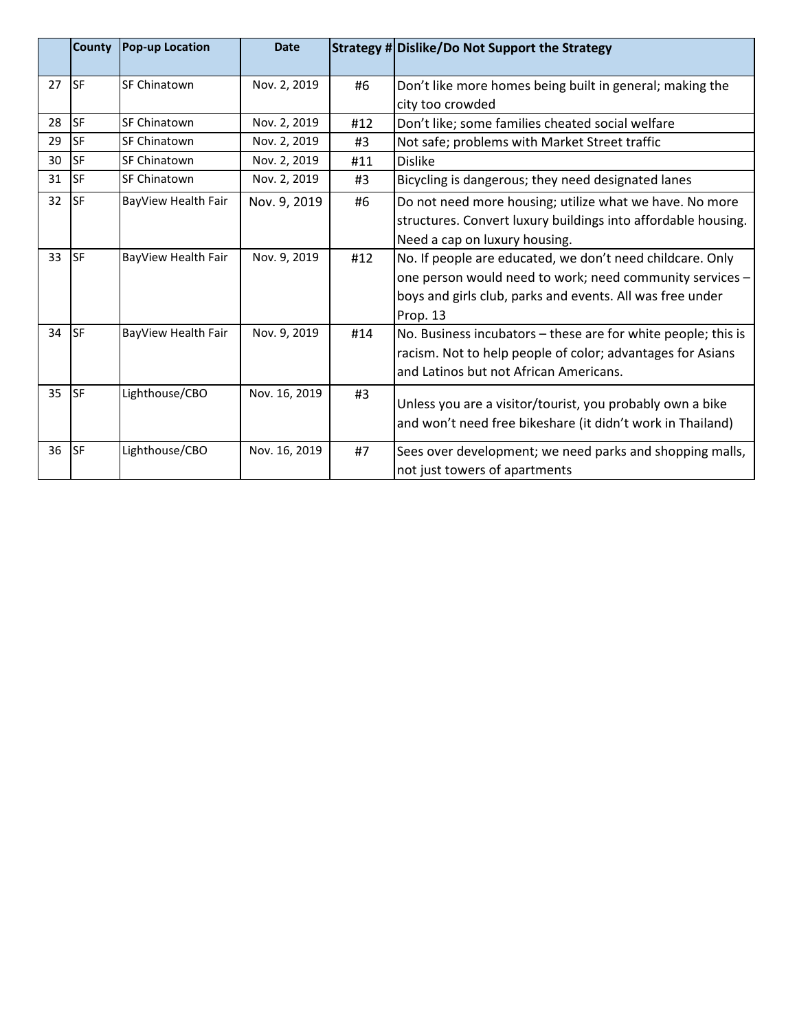| | County | Pop-up Location | Date | Strategy # | Dislike/Do Not Support the Strategy |
|---|---|---|---|---|---|
| 27 | SF | SF Chinatown | Nov. 2, 2019 | #6 | Don't like more homes being built in general; making the city too crowded |
| 28 | SF | SF Chinatown | Nov. 2, 2019 | #12 | Don't like; some families cheated social welfare |
| 29 | SF | SF Chinatown | Nov. 2, 2019 | #3 | Not safe; problems with Market Street traffic |
| 30 | SF | SF Chinatown | Nov. 2, 2019 | #11 | Dislike |
| 31 | SF | SF Chinatown | Nov. 2, 2019 | #3 | Bicycling is dangerous; they need designated lanes |
| 32 | SF | BayView Health Fair | Nov. 9, 2019 | #6 | Do not need more housing; utilize what we have. No more structures. Convert luxury buildings into affordable housing. Need a cap on luxury housing. |
| 33 | SF | BayView Health Fair | Nov. 9, 2019 | #12 | No. If people are educated, we don't need childcare. Only one person would need to work; need community services – boys and girls club, parks and events. All was free under Prop. 13 |
| 34 | SF | BayView Health Fair | Nov. 9, 2019 | #14 | No. Business incubators – these are for white people; this is racism. Not to help people of color; advantages for Asians and Latinos but not African Americans. |
| 35 | SF | Lighthouse/CBO | Nov. 16, 2019 | #3 | Unless you are a visitor/tourist, you probably own a bike and won't need free bikeshare (it didn't work in Thailand) |
| 36 | SF | Lighthouse/CBO | Nov. 16, 2019 | #7 | Sees over development; we need parks and shopping malls, not just towers of apartments |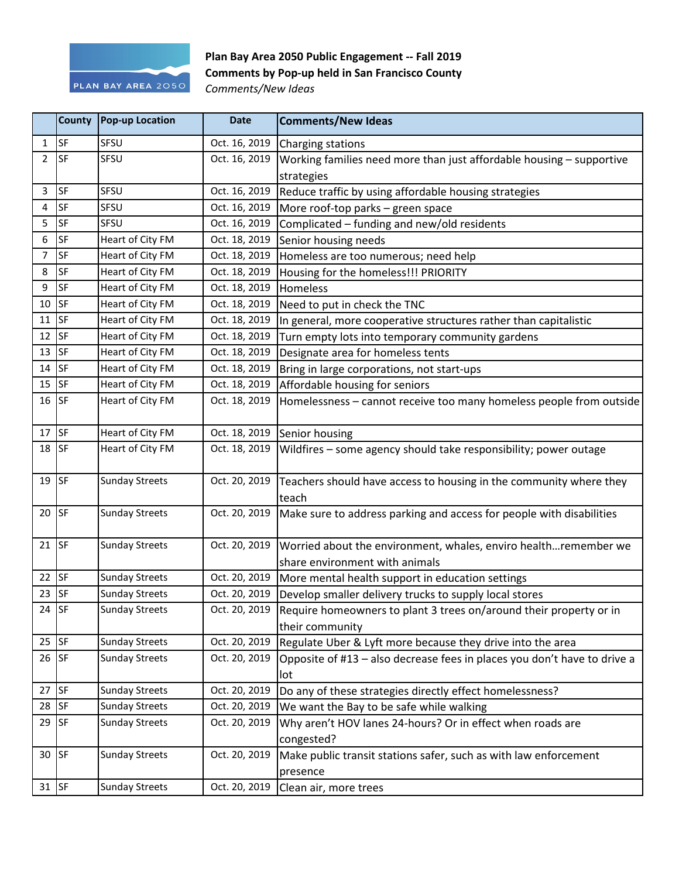**Plan Bay Area 2050 Public Engagement -- Fall 2019**
**Comments by Pop-up held in San Francisco County**
*Comments/New Ideas*

| | County | Pop-up Location | Date | Comments/New Ideas |
|---|---|---|---|---|
| 1 | SF | SFSU | Oct. 16, 2019 | Charging stations |
| 2 | SF | SFSU | Oct. 16, 2019 | Working families need more than just affordable housing – supportive strategies |
| 3 | SF | SFSU | Oct. 16, 2019 | Reduce traffic by using affordable housing strategies |
| 4 | SF | SFSU | Oct. 16, 2019 | More roof-top parks – green space |
| 5 | SF | SFSU | Oct. 16, 2019 | Complicated – funding and new/old residents |
| 6 | SF | Heart of City FM | Oct. 18, 2019 | Senior housing needs |
| 7 | SF | Heart of City FM | Oct. 18, 2019 | Homeless are too numerous; need help |
| 8 | SF | Heart of City FM | Oct. 18, 2019 | Housing for the homeless!!! PRIORITY |
| 9 | SF | Heart of City FM | Oct. 18, 2019 | Homeless |
| 10 | SF | Heart of City FM | Oct. 18, 2019 | Need to put in check the TNC |
| 11 | SF | Heart of City FM | Oct. 18, 2019 | In general, more cooperative structures rather than capitalistic |
| 12 | SF | Heart of City FM | Oct. 18, 2019 | Turn empty lots into temporary community gardens |
| 13 | SF | Heart of City FM | Oct. 18, 2019 | Designate area for homeless tents |
| 14 | SF | Heart of City FM | Oct. 18, 2019 | Bring in large corporations, not start-ups |
| 15 | SF | Heart of City FM | Oct. 18, 2019 | Affordable housing for seniors |
| 16 | SF | Heart of City FM | Oct. 18, 2019 | Homelessness – cannot receive too many homeless people from outside |
| 17 | SF | Heart of City FM | Oct. 18, 2019 | Senior housing |
| 18 | SF | Heart of City FM | Oct. 18, 2019 | Wildfires – some agency should take responsibility; power outage |
| 19 | SF | Sunday Streets | Oct. 20, 2019 | Teachers should have access to housing in the community where they teach |
| 20 | SF | Sunday Streets | Oct. 20, 2019 | Make sure to address parking and access for people with disabilities |
| 21 | SF | Sunday Streets | Oct. 20, 2019 | Worried about the environment, whales, enviro health…remember we share environment with animals |
| 22 | SF | Sunday Streets | Oct. 20, 2019 | More mental health support in education settings |
| 23 | SF | Sunday Streets | Oct. 20, 2019 | Develop smaller delivery trucks to supply local stores |
| 24 | SF | Sunday Streets | Oct. 20, 2019 | Require homeowners to plant 3 trees on/around their property or in their community |
| 25 | SF | Sunday Streets | Oct. 20, 2019 | Regulate Uber & Lyft more because they drive into the area |
| 26 | SF | Sunday Streets | Oct. 20, 2019 | Opposite of #13 – also decrease fees in places you don't have to drive a lot |
| 27 | SF | Sunday Streets | Oct. 20, 2019 | Do any of these strategies directly effect homelessness? |
| 28 | SF | Sunday Streets | Oct. 20, 2019 | We want the Bay to be safe while walking |
| 29 | SF | Sunday Streets | Oct. 20, 2019 | Why aren't HOV lanes 24-hours? Or in effect when roads are congested? |
| 30 | SF | Sunday Streets | Oct. 20, 2019 | Make public transit stations safer, such as with law enforcement presence |
| 31 | SF | Sunday Streets | Oct. 20, 2019 | Clean air, more trees |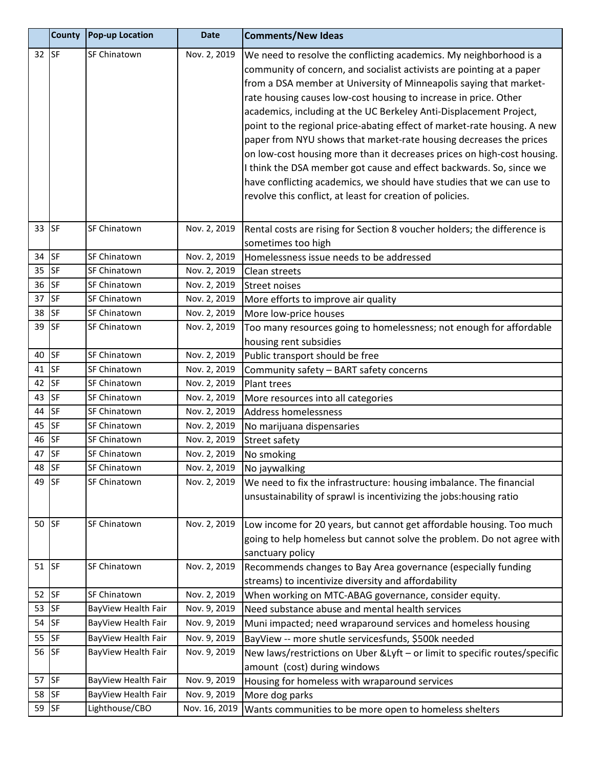| | County | Pop-up Location | Date | Comments/New Ideas |
|---|---|---|---|---|
| 32 | SF | SF Chinatown | Nov. 2, 2019 | We need to resolve the conflicting academics. My neighborhood is a community of concern, and socialist activists are pointing at a paper from a DSA member at University of Minneapolis saying that market-rate housing causes low-cost housing to increase in price. Other academics, including at the UC Berkeley Anti-Displacement Project, point to the regional price-abating effect of market-rate housing. A new paper from NYU shows that market-rate housing decreases the prices on low-cost housing more than it decreases prices on high-cost housing. I think the DSA member got cause and effect backwards. So, since we have conflicting academics, we should have studies that we can use to revolve this conflict, at least for creation of policies. |
| 33 | SF | SF Chinatown | Nov. 2, 2019 | Rental costs are rising for Section 8 voucher holders; the difference is sometimes too high |
| 34 | SF | SF Chinatown | Nov. 2, 2019 | Homelessness issue needs to be addressed |
| 35 | SF | SF Chinatown | Nov. 2, 2019 | Clean streets |
| 36 | SF | SF Chinatown | Nov. 2, 2019 | Street noises |
| 37 | SF | SF Chinatown | Nov. 2, 2019 | More efforts to improve air quality |
| 38 | SF | SF Chinatown | Nov. 2, 2019 | More low-price houses |
| 39 | SF | SF Chinatown | Nov. 2, 2019 | Too many resources going to homelessness; not enough for affordable housing rent subsidies |
| 40 | SF | SF Chinatown | Nov. 2, 2019 | Public transport should be free |
| 41 | SF | SF Chinatown | Nov. 2, 2019 | Community safety – BART safety concerns |
| 42 | SF | SF Chinatown | Nov. 2, 2019 | Plant trees |
| 43 | SF | SF Chinatown | Nov. 2, 2019 | More resources into all categories |
| 44 | SF | SF Chinatown | Nov. 2, 2019 | Address homelessness |
| 45 | SF | SF Chinatown | Nov. 2, 2019 | No marijuana dispensaries |
| 46 | SF | SF Chinatown | Nov. 2, 2019 | Street safety |
| 47 | SF | SF Chinatown | Nov. 2, 2019 | No smoking |
| 48 | SF | SF Chinatown | Nov. 2, 2019 | No jaywalking |
| 49 | SF | SF Chinatown | Nov. 2, 2019 | We need to fix the infrastructure: housing imbalance. The financial unsustainability of sprawl is incentivizing the jobs:housing ratio |
| 50 | SF | SF Chinatown | Nov. 2, 2019 | Low income for 20 years, but cannot get affordable housing. Too much going to help homeless but cannot solve the problem. Do not agree with sanctuary policy |
| 51 | SF | SF Chinatown | Nov. 2, 2019 | Recommends changes to Bay Area governance (especially funding streams) to incentivize diversity and affordability |
| 52 | SF | SF Chinatown | Nov. 2, 2019 | When working on MTC-ABAG governance, consider equity. |
| 53 | SF | BayView Health Fair | Nov. 9, 2019 | Need substance abuse and mental health services |
| 54 | SF | BayView Health Fair | Nov. 9, 2019 | Muni impacted; need wraparound services and homeless housing |
| 55 | SF | BayView Health Fair | Nov. 9, 2019 | BayView -- more shutle servicesfunds, $500k needed |
| 56 | SF | BayView Health Fair | Nov. 9, 2019 | New laws/restrictions on Uber &Lyft – or limit to specific routes/specific amount (cost) during windows |
| 57 | SF | BayView Health Fair | Nov. 9, 2019 | Housing for homeless with wraparound services |
| 58 | SF | BayView Health Fair | Nov. 9, 2019 | More dog parks |
| 59 | SF | Lighthouse/CBO | Nov. 16, 2019 | Wants communities to be more open to homeless shelters |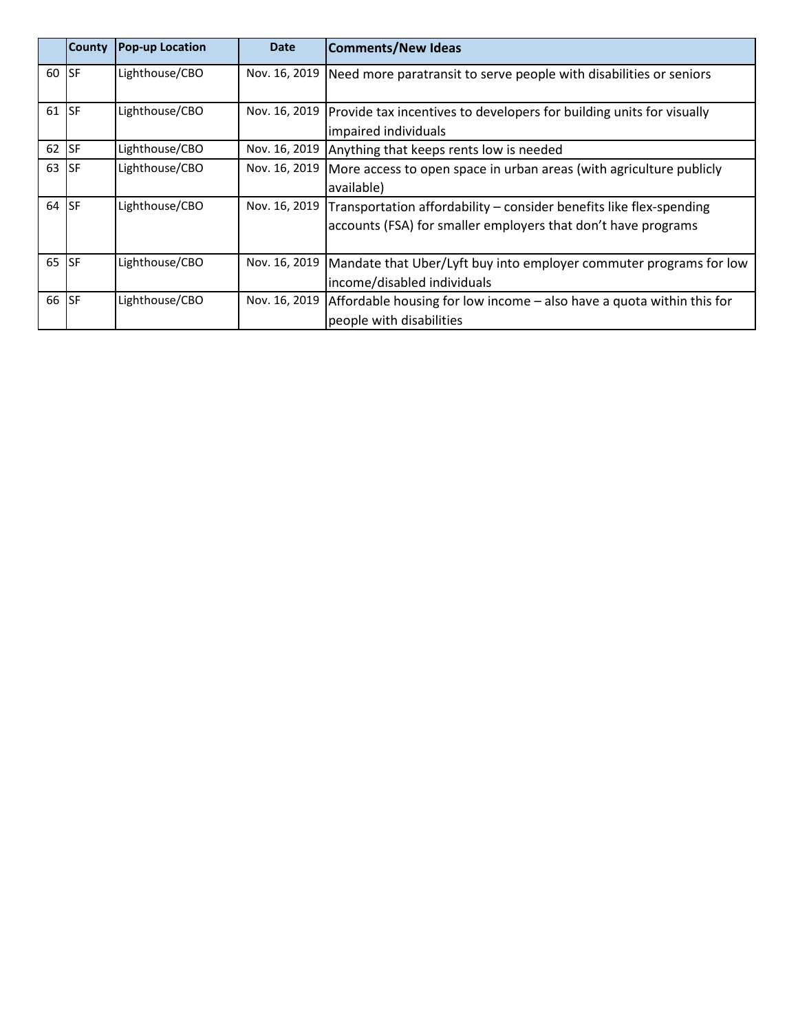| | County | Pop-up Location | Date | Comments/New Ideas |
|---|---|---|---|---|
| 60 | SF | Lighthouse/CBO | Nov. 16, 2019 | Need more paratransit to serve people with disabilities or seniors |
| 61 | SF | Lighthouse/CBO | Nov. 16, 2019 | Provide tax incentives to developers for building units for visually impaired individuals |
| 62 | SF | Lighthouse/CBO | Nov. 16, 2019 | Anything that keeps rents low is needed |
| 63 | SF | Lighthouse/CBO | Nov. 16, 2019 | More access to open space in urban areas (with agriculture publicly available) |
| 64 | SF | Lighthouse/CBO | Nov. 16, 2019 | Transportation affordability – consider benefits like flex-spending accounts (FSA) for smaller employers that don't have programs |
| 65 | SF | Lighthouse/CBO | Nov. 16, 2019 | Mandate that Uber/Lyft buy into employer commuter programs for low income/disabled individuals |
| 66 | SF | Lighthouse/CBO | Nov. 16, 2019 | Affordable housing for low income – also have a quota within this for people with disabilities |